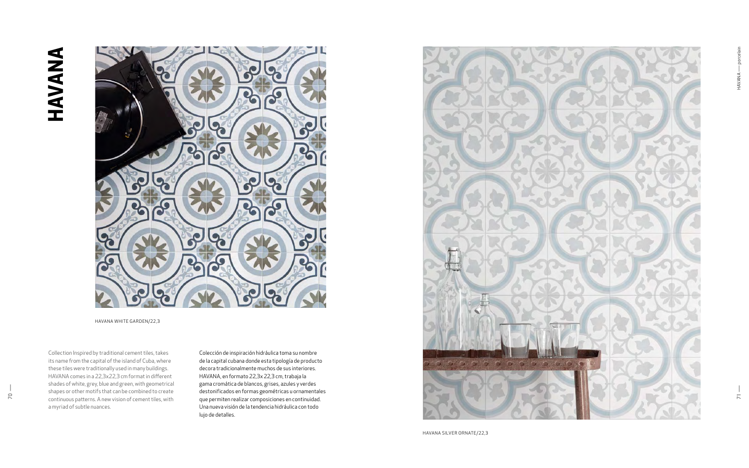# HAVANA

HAVANA WHITE GARDEN/22,3

Collection Inspired by traditional cement tiles, takes its name from the capital of the island of Cuba, where these tiles were traditionally used in many buildings. HAVANA comes in a 22,3x22,3 cm format in different shades of white, grey, blue and green, with geometrical shapes or other motifs that can be combined to create continuous patterns. A new vision of cement tiles, with a myriad of subtle nuances.

Colección de inspiración hidráulica toma su nombre de la capital cubana donde esta tipología de producto decora tradicionalmente muchos de sus interiores. HAVANA, en formato 22,3x 22,3 cm, trabaja la gama cromática de blancos, grises, azules y verdes destonificados en formas geométricas u ornamentales que permiten realizar composiciones en continuidad. Una nueva visión de la tendencia hidráulica con todo lujo de detalles.

HAVANA SILVER ORNATE/22,3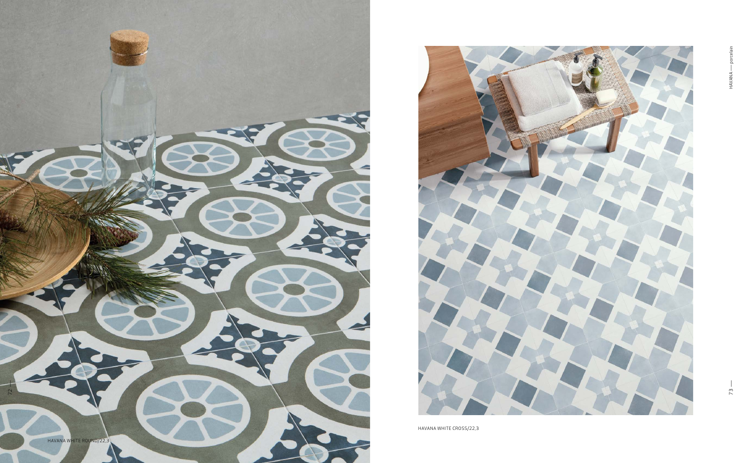HAVANA WHITE ROUND/22,3

HAVANA WHITE CROSS/22,3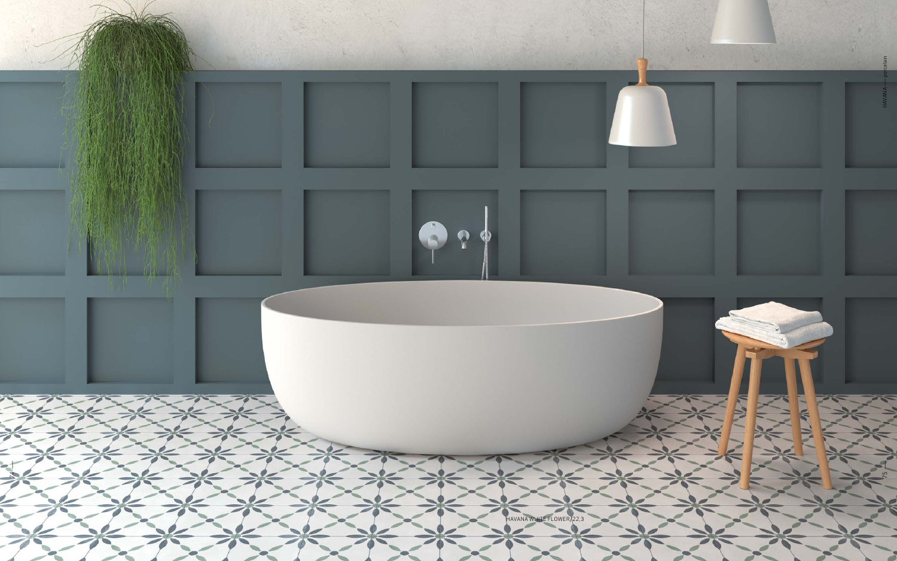HAVANA WHITE FLOWER 22,3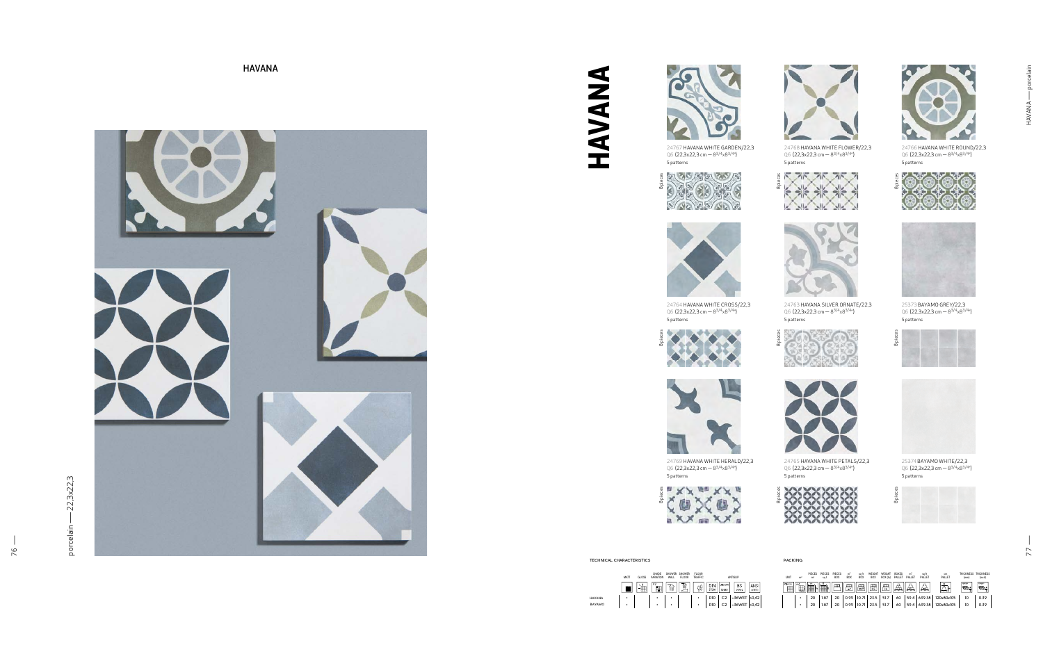# HAVANA

# HAVANA

24767 HAVANA WHITE GARDEN/22,3
Q6 (22,3x22,3 cm — 8 3/4x8 3/4")
5 patterns

8 pieces

24768 HAVANA WHITE FLOWER/22,3
Q6 (22,3x22,3 cm — 8 3/4x8 3/4")
5 patterns

8 pieces

24766 HAVANA WHITE ROUND/22,3
Q6 (22,3x22,3 cm — 8 3/4x8 3/4")
5 patterns

8 pieces

24764 HAVANA WHITE CROSS/22,3
Q6 (22,3x22,3 cm — 8 3/4x8 3/4")
5 patterns

8 pieces

24763 HAVANA SILVER ORNATE/22,3
Q6 (22,3x22,3 cm — 8 3/4x8 3/4")
5 patterns

8 pieces

25373 BAYAMO GREY/22,3
Q6 (22,3x22,3 cm — 8 3/4x8 3/4")
5 patterns

8 pieces

24769 HAVANA WHITE HERALD/22,3
Q6 (22,3x22,3 cm — 8 3/4x8 3/4")
5 patterns

8 pieces

24765 HAVANA WHITE PETALS/22,3
Q6 (22,3x22,3 cm — 8 3/4x8 3/4")
5 patterns

8 pieces

25374 BAYAMO WHITE/22,3
Q6 (22,3x22,3 cm — 8 3/4x8 3/4")
5 patterns

8 pieces

TECHNICAL CHARACTERISTICS

| | MATT | GLOSS | SHADE VARIATION | SHOWER WALL | SHOWER FLOOR | FLOOR TRAFFIC | | ANTISLIP | | | |
|---|---|---|---|---|---|---|---|---|---|---|---|
| HAVANA | • | | • | • | | • | R10 | C2 | ~36WET | >0,42 |
| BAYAMO | • | | • | • | | • | R10 | C2 | ~36WET | >0,42 |

PACKING

| UNIT | m² | PIECES m² | PIECES sq.f. | PIECES BOX | m² BOX | sq.ft. BOX | WEIGHT BOX | WEIGHT BOX (lb) | BOXES PALLET | m² PALLET | sq.ft. PALLET | cm PALLET | THICKNESS (mm) | THICKNESS (inch) |
|---|---|---|---|---|---|---|---|---|---|---|---|---|---|---|
| | • | 20 | 1.87 | 20 | 0.99 | 10.71 | 23.5 | 51.7 | 60 | 59.4 | 639.38 | 120x80x105 | 10 | 0.39 |
| | • | 20 | 1.87 | 20 | 0.99 | 10.71 | 23.5 | 51.7 | 60 | 59.4 | 639.38 | 120x80x105 | 10 | 0.39 |

porcelain — 22,3x22,3